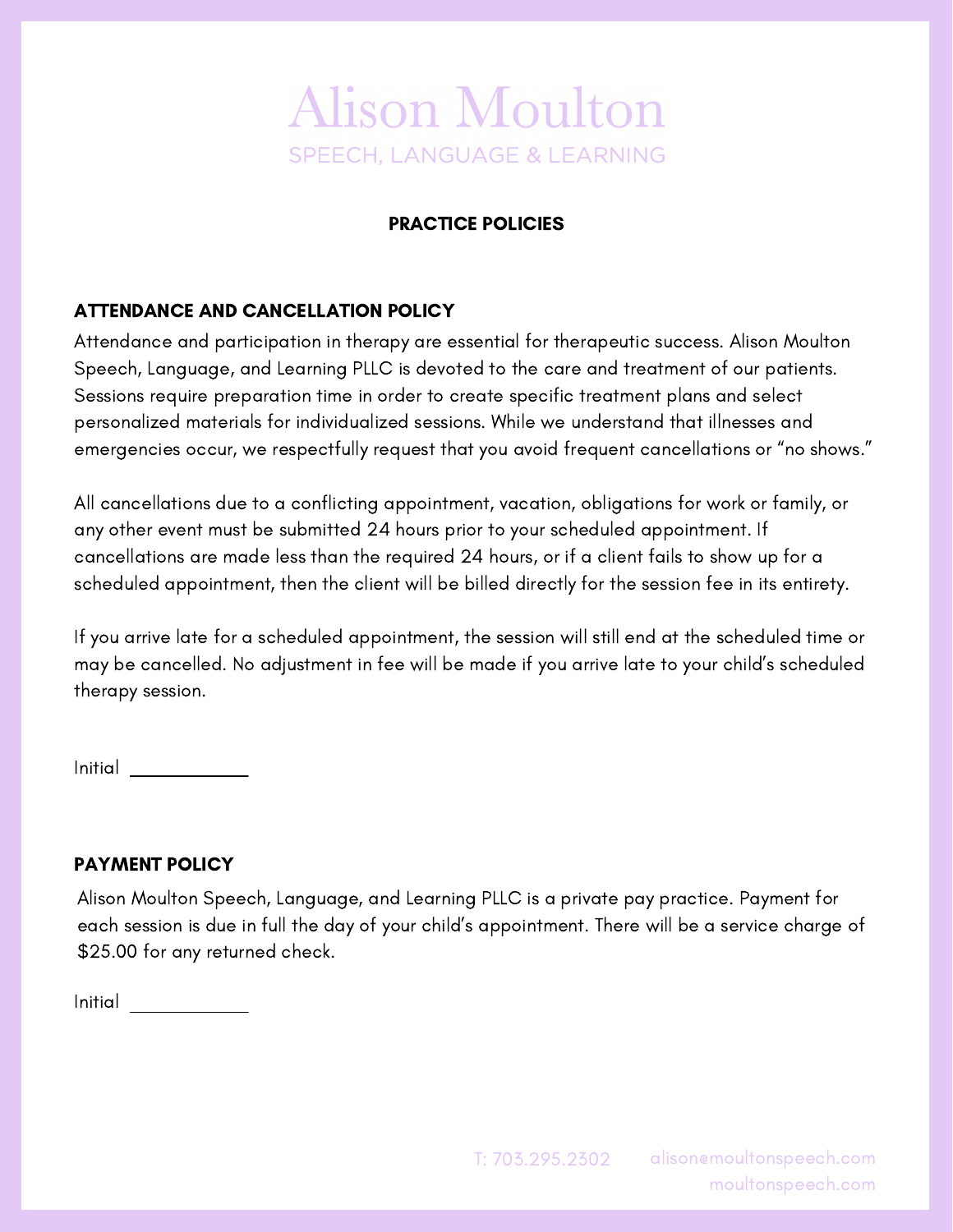# Alison Moulton

SPEECH, LANGUAGE & LEARNING

## PRACTICE POLICIES

### ATTENDANCE AND CANCELLATION POLICY

Attendance and participation in therapy are essential for therapeutic success. Alison Moulton Speech, Language, and Learning PLLC is devoted to the care and treatment of our patients. Sessions require preparation time in order to create specific treatment plans and select personalized materials for individualized sessions. While we understand that illnesses and emergencies occur, we respectfully request that you avoid frequent cancellations or "no shows."

All cancellations due to a conflicting appointment, vacation, obligations for work or family, or any other event must be submitted 24 hours prior to your scheduled appointment. If cancellations are made less than the required 24 hours, or if a client fails to show up for a scheduled appointment, then the client will be billed directly for the session fee in its entirety.

If you arrive late for a scheduled appointment, the session will still end at the scheduled time or may be cancelled. No adjustment in fee will be made if you arrive late to your child's scheduled therapy session.

Initial ____________

### PAYMENT POLICY

Alison Moulton Speech, Language, and Learning PLLC is a private pay practice. Payment for each session is due in full the day of your child's appointment. There will be a service charge of $25.00 for any returned check.

Initial ____________

T: 703.295.2302    alison@moultonspeech.com
moultonspeech.com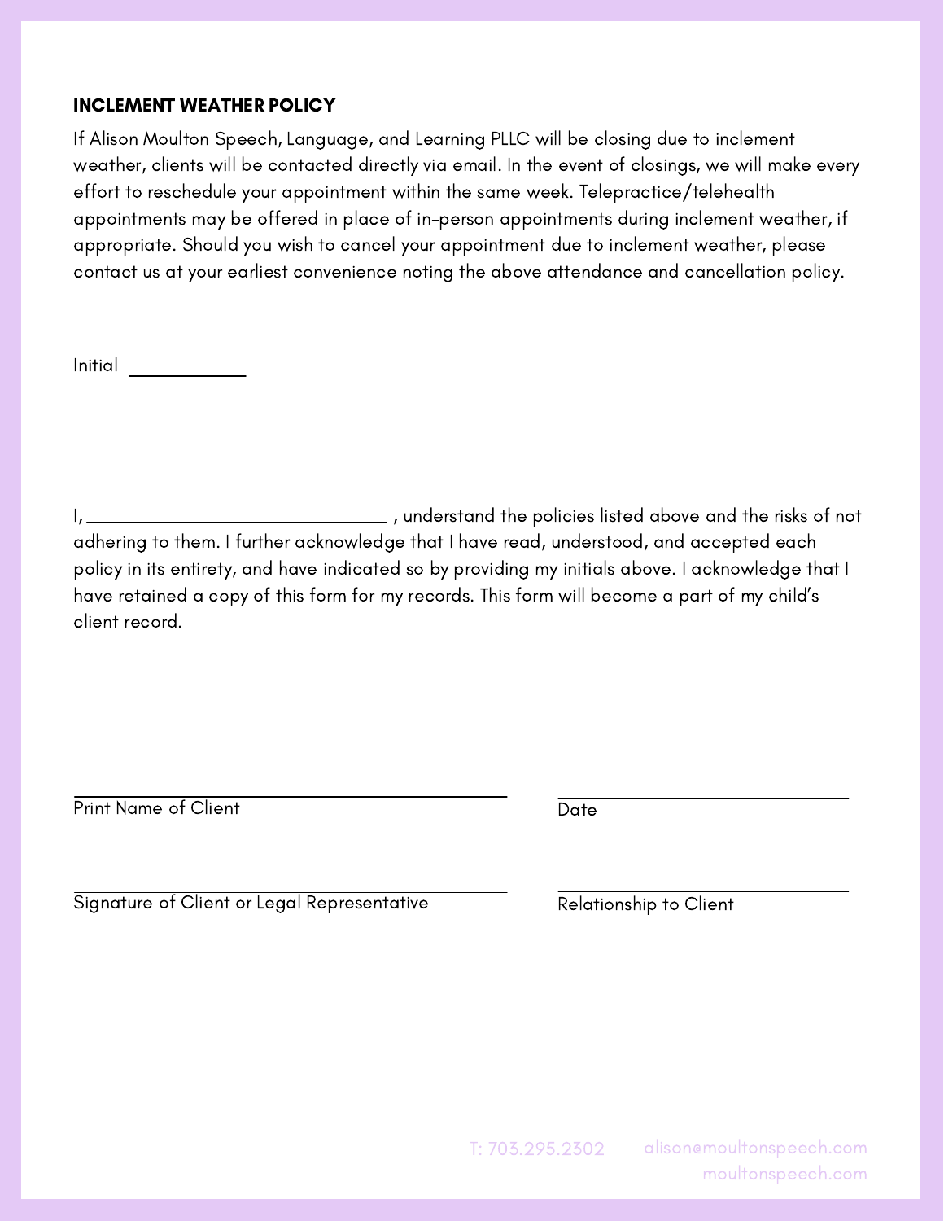## INCLEMENT WEATHER POLICY

If Alison Moulton Speech, Language, and Learning PLLC will be closing due to inclement weather, clients will be contacted directly via email. In the event of closings, we will make every effort to reschedule your appointment within the same week. Telepractice/telehealth appointments may be offered in place of in-person appointments during inclement weather, if appropriate. Should you wish to cancel your appointment due to inclement weather, please contact us at your earliest convenience noting the above attendance and cancellation policy.

Initial ___________

I, ______________________________ , understand the policies listed above and the risks of not adhering to them. I further acknowledge that I have read, understood, and accepted each policy in its entirety, and have indicated so by providing my initials above. I acknowledge that I have retained a copy of this form for my records. This form will become a part of my child's client record.

______________________________
Print Name of Client

______________________________
Date

______________________________
Signature of Client or Legal Representative

______________________________
Relationship to Client

T: 703.295.2302 alison@moultonspeech.com moultonspeech.com